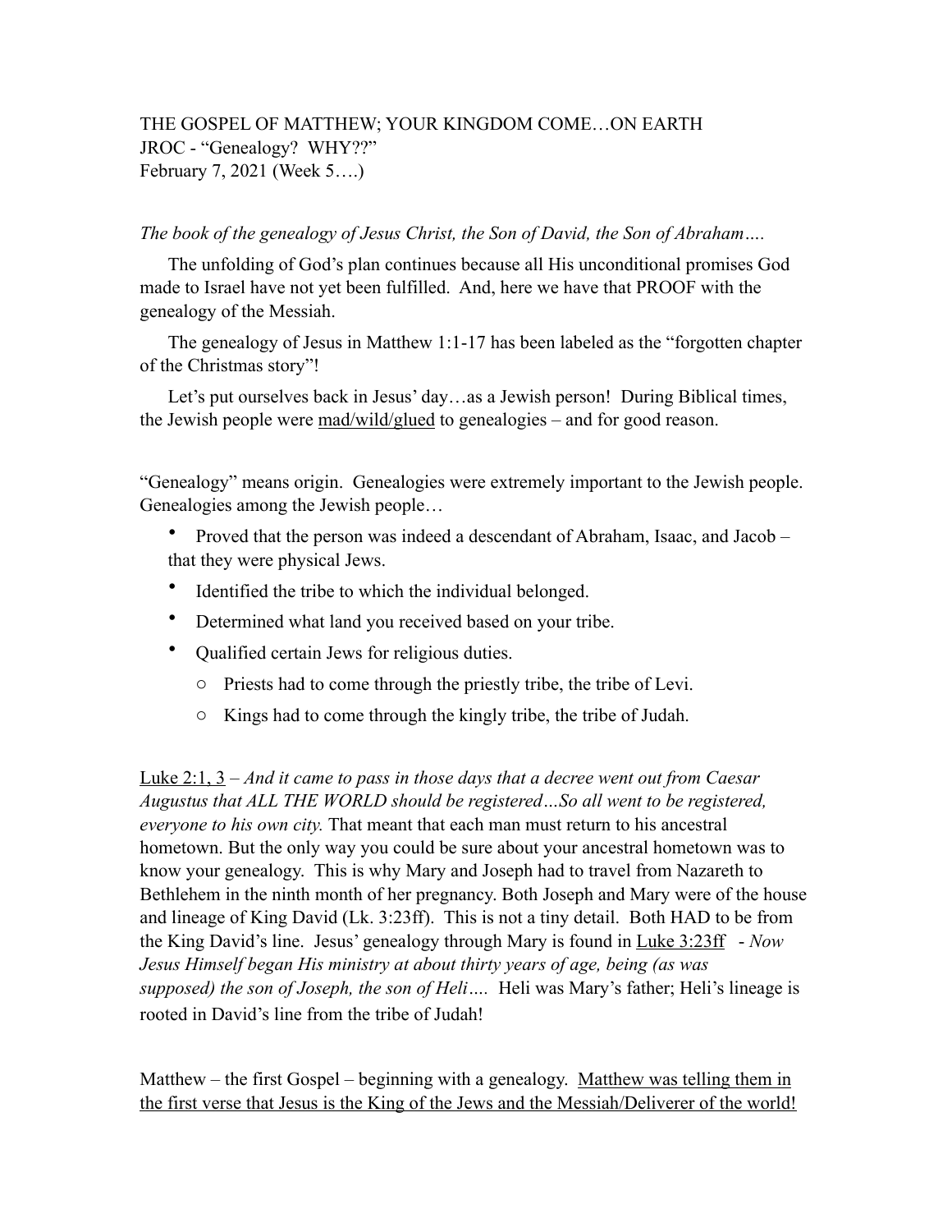THE GOSPEL OF MATTHEW; YOUR KINGDOM COME…ON EARTH
JROC - "Genealogy? WHY??"
February 7, 2021 (Week 5….)

*The book of the genealogy of Jesus Christ, the Son of David, the Son of Abraham….*

The unfolding of God's plan continues because all His unconditional promises God made to Israel have not yet been fulfilled. And, here we have that PROOF with the genealogy of the Messiah.

The genealogy of Jesus in Matthew 1:1-17 has been labeled as the "forgotten chapter of the Christmas story"!

Let's put ourselves back in Jesus' day…as a Jewish person! During Biblical times, the Jewish people were <u>mad/wild/glued</u> to genealogies – and for good reason.

"Genealogy" means origin. Genealogies were extremely important to the Jewish people. Genealogies among the Jewish people…

- Proved that the person was indeed a descendant of Abraham, Isaac, and Jacob – that they were physical Jews.
- Identified the tribe to which the individual belonged.
- Determined what land you received based on your tribe.
- Qualified certain Jews for religious duties.
  - Priests had to come through the priestly tribe, the tribe of Levi.
  - Kings had to come through the kingly tribe, the tribe of Judah.

<u>Luke 2:1, 3</u> – *And it came to pass in those days that a decree went out from Caesar Augustus that ALL THE WORLD should be registered…So all went to be registered, everyone to his own city.* That meant that each man must return to his ancestral hometown. But the only way you could be sure about your ancestral hometown was to know your genealogy. This is why Mary and Joseph had to travel from Nazareth to Bethlehem in the ninth month of her pregnancy. Both Joseph and Mary were of the house and lineage of King David (Lk. 3:23ff). This is not a tiny detail. Both HAD to be from the King David's line. Jesus' genealogy through Mary is found in <u>Luke 3:23ff</u> - *Now Jesus Himself began His ministry at about thirty years of age, being (as was supposed) the son of Joseph, the son of Heli….* Heli was Mary's father; Heli's lineage is rooted in David's line from the tribe of Judah!

Matthew – the first Gospel – beginning with a genealogy. <u>Matthew was telling them in the first verse that Jesus is the King of the Jews and the Messiah/Deliverer of the world!</u>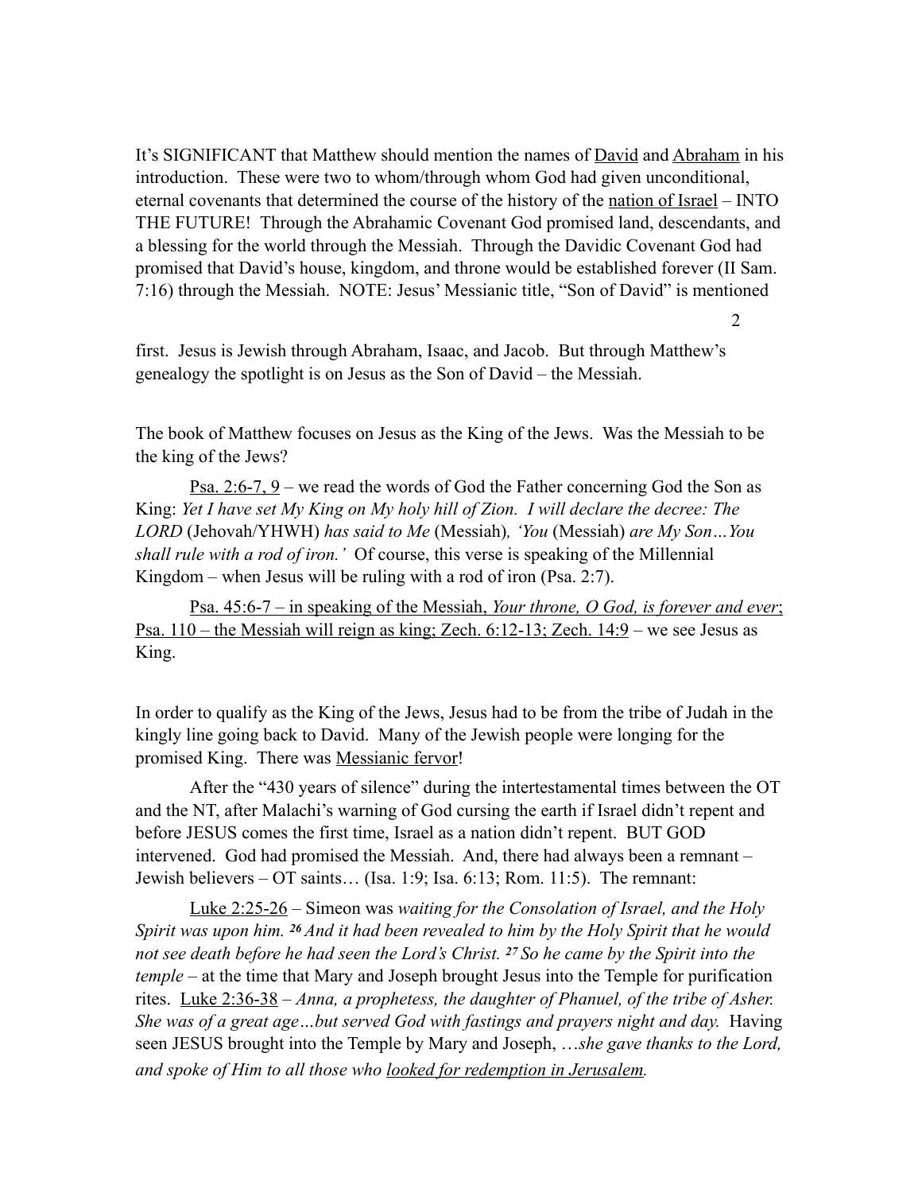It's SIGNIFICANT that Matthew should mention the names of <u>David</u> and <u>Abraham</u> in his introduction. These were two to whom/through whom God had given unconditional, eternal covenants that determined the course of the history of the <u>nation of Israel</u> – INTO THE FUTURE! Through the Abrahamic Covenant God promised land, descendants, and a blessing for the world through the Messiah. Through the Davidic Covenant God had promised that David's house, kingdom, and throne would be established forever (II Sam. 7:16) through the Messiah. NOTE: Jesus' Messianic title, "Son of David" is mentioned first. Jesus is Jewish through Abraham, Isaac, and Jacob. But through Matthew's genealogy the spotlight is on Jesus as the Son of David – the Messiah.

The book of Matthew focuses on Jesus as the King of the Jews. Was the Messiah to be the king of the Jews?

<u>Psa. 2:6-7, 9</u> – we read the words of God the Father concerning God the Son as King: *Yet I have set My King on My holy hill of Zion. I will declare the decree: The LORD* (Jehovah/YHWH) *has said to Me* (Messiah)*, 'You* (Messiah) *are My Son…You shall rule with a rod of iron.'* Of course, this verse is speaking of the Millennial Kingdom – when Jesus will be ruling with a rod of iron (Psa. 2:7).

<u>Psa. 45:6-7 – in speaking of the Messiah, *Your throne, O God, is forever and ever*</u>; <u>Psa. 110 – the Messiah will reign as king; Zech. 6:12-13; Zech. 14:9</u> – we see Jesus as King.

In order to qualify as the King of the Jews, Jesus had to be from the tribe of Judah in the kingly line going back to David. Many of the Jewish people were longing for the promised King. There was <u>Messianic fervor</u>!

After the "430 years of silence" during the intertestamental times between the OT and the NT, after Malachi's warning of God cursing the earth if Israel didn't repent and before JESUS comes the first time, Israel as a nation didn't repent. BUT GOD intervened. God had promised the Messiah. And, there had always been a remnant – Jewish believers – OT saints… (Isa. 1:9; Isa. 6:13; Rom. 11:5). The remnant:

<u>Luke 2:25-26</u> – Simeon was *waiting for the Consolation of Israel, and the Holy Spirit was upon him. 26 And it had been revealed to him by the Holy Spirit that he would not see death before he had seen the Lord's Christ. 27 So he came by the Spirit into the temple* – at the time that Mary and Joseph brought Jesus into the Temple for purification rites. <u>Luke 2:36-38</u> – *Anna, a prophetess, the daughter of Phanuel, of the tribe of Asher. She was of a great age…but served God with fastings and prayers night and day.* Having seen JESUS brought into the Temple by Mary and Joseph, *…she gave thanks to the Lord, and spoke of Him to all those who <u>looked for redemption in Jerusalem</u>.*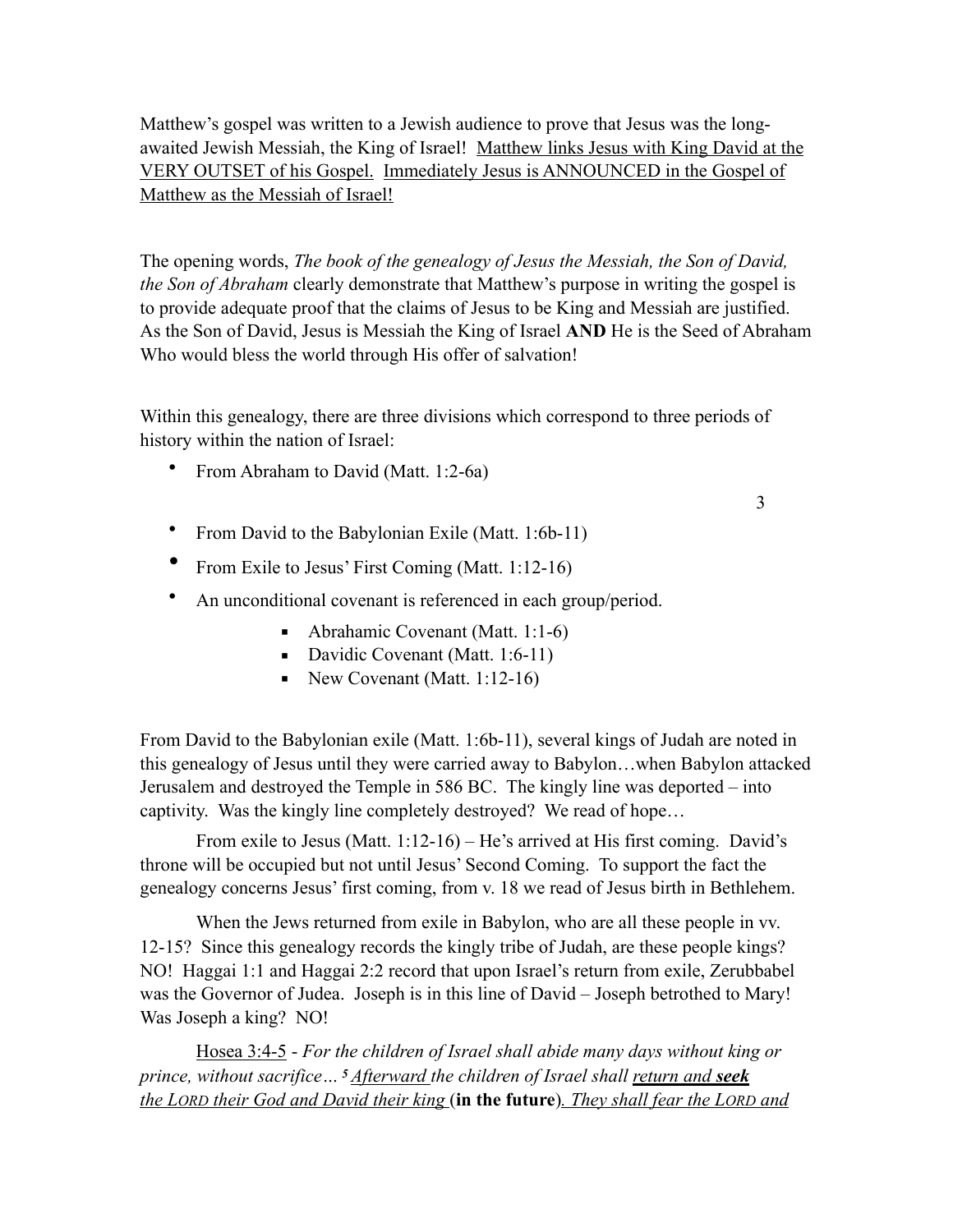Matthew's gospel was written to a Jewish audience to prove that Jesus was the long-awaited Jewish Messiah, the King of Israel! <u>Matthew links Jesus with King David at the VERY OUTSET of his Gospel.</u> <u>Immediately Jesus is ANNOUNCED in the Gospel of Matthew as the Messiah of Israel!</u>

The opening words, *The book of the genealogy of Jesus the Messiah, the Son of David, the Son of Abraham* clearly demonstrate that Matthew's purpose in writing the gospel is to provide adequate proof that the claims of Jesus to be King and Messiah are justified. As the Son of David, Jesus is Messiah the King of Israel **AND** He is the Seed of Abraham Who would bless the world through His offer of salvation!

Within this genealogy, there are three divisions which correspond to three periods of history within the nation of Israel:

- From Abraham to David (Matt. 1:2-6a)
- From David to the Babylonian Exile (Matt. 1:6b-11)
- From Exile to Jesus' First Coming (Matt. 1:12-16)
- An unconditional covenant is referenced in each group/period.
    - Abrahamic Covenant (Matt. 1:1-6)
    - Davidic Covenant (Matt. 1:6-11)
    - New Covenant (Matt. 1:12-16)

From David to the Babylonian exile (Matt. 1:6b-11), several kings of Judah are noted in this genealogy of Jesus until they were carried away to Babylon…when Babylon attacked Jerusalem and destroyed the Temple in 586 BC. The kingly line was deported – into captivity. Was the kingly line completely destroyed? We read of hope…

From exile to Jesus (Matt. 1:12-16) – He's arrived at His first coming. David's throne will be occupied but not until Jesus' Second Coming. To support the fact the genealogy concerns Jesus' first coming, from v. 18 we read of Jesus birth in Bethlehem.

When the Jews returned from exile in Babylon, who are all these people in vv. 12-15? Since this genealogy records the kingly tribe of Judah, are these people kings? NO! Haggai 1:1 and Haggai 2:2 record that upon Israel's return from exile, Zerubbabel was the Governor of Judea. Joseph is in this line of David – Joseph betrothed to Mary! Was Joseph a king? NO!

<u>Hosea 3:4-5</u> - *For the children of Israel shall abide many days without king or prince, without sacrifice… [5] <u>Afterward</u> the children of Israel shall <u>return and **seek** the LORD their God and David their king</u>* (**in the future**)*. <u>They shall fear the LORD and</u>*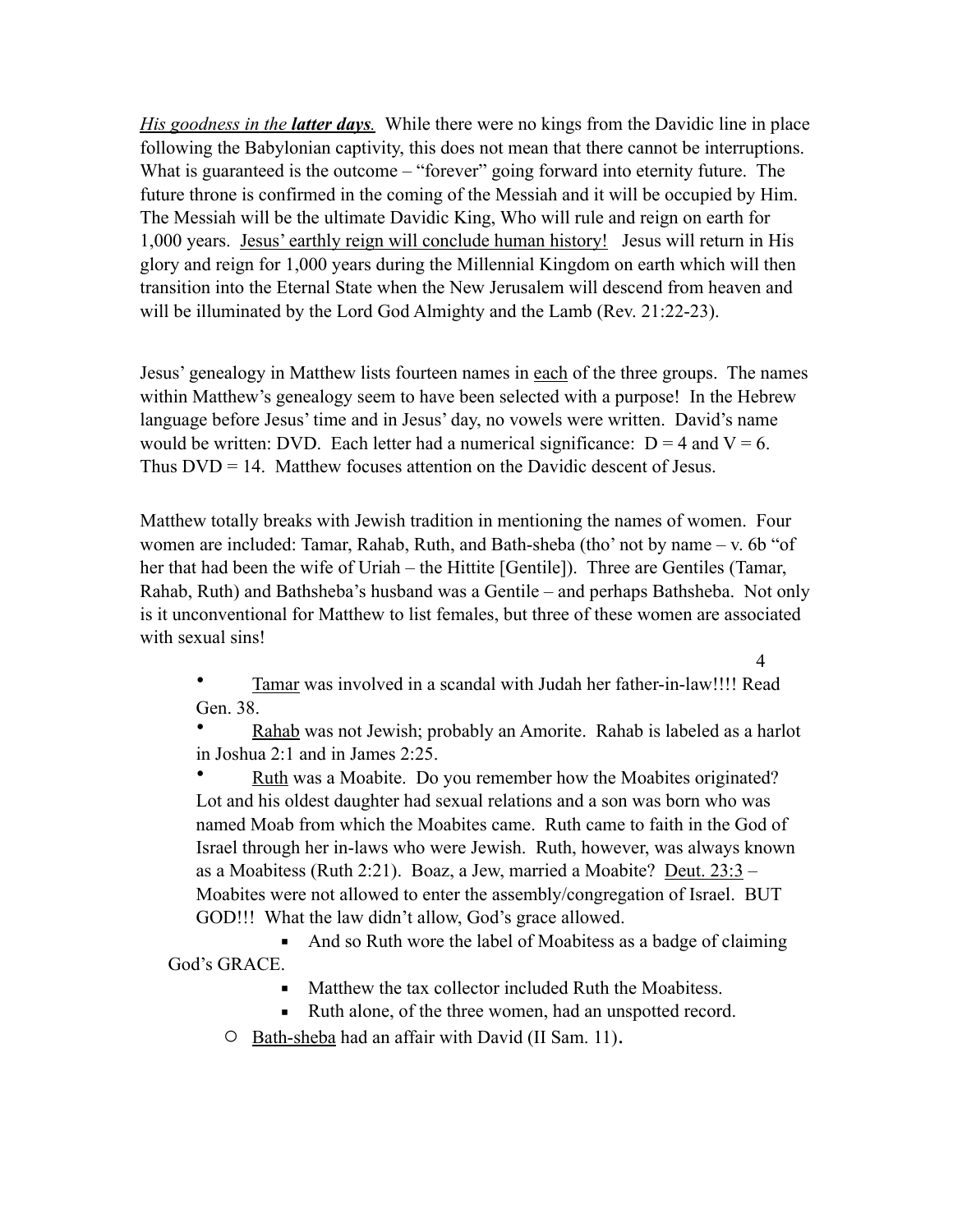*His goodness in the **latter days**.* While there were no kings from the Davidic line in place following the Babylonian captivity, this does not mean that there cannot be interruptions. What is guaranteed is the outcome – "forever" going forward into eternity future. The future throne is confirmed in the coming of the Messiah and it will be occupied by Him. The Messiah will be the ultimate Davidic King, Who will rule and reign on earth for 1,000 years. <u>Jesus' earthly reign will conclude human history!</u> Jesus will return in His glory and reign for 1,000 years during the Millennial Kingdom on earth which will then transition into the Eternal State when the New Jerusalem will descend from heaven and will be illuminated by the Lord God Almighty and the Lamb (Rev. 21:22-23).

Jesus' genealogy in Matthew lists fourteen names in <u>each</u> of the three groups. The names within Matthew's genealogy seem to have been selected with a purpose! In the Hebrew language before Jesus' time and in Jesus' day, no vowels were written. David's name would be written: DVD. Each letter had a numerical significance: D = 4 and V = 6. Thus DVD = 14. Matthew focuses attention on the Davidic descent of Jesus.

Matthew totally breaks with Jewish tradition in mentioning the names of women. Four women are included: Tamar, Rahab, Ruth, and Bath-sheba (tho' not by name – v. 6b "of her that had been the wife of Uriah – the Hittite [Gentile]). Three are Gentiles (Tamar, Rahab, Ruth) and Bathsheba's husband was a Gentile – and perhaps Bathsheba. Not only is it unconventional for Matthew to list females, but three of these women are associated with sexual sins!

- <u>Tamar</u> was involved in a scandal with Judah her father-in-law!!!! Read Gen. 38.
- <u>Rahab</u> was not Jewish; probably an Amorite. Rahab is labeled as a harlot in Joshua 2:1 and in James 2:25.
- <u>Ruth</u> was a Moabite. Do you remember how the Moabites originated? Lot and his oldest daughter had sexual relations and a son was born who was named Moab from which the Moabites came. Ruth came to faith in the God of Israel through her in-laws who were Jewish. Ruth, however, was always known as a Moabitess (Ruth 2:21). Boaz, a Jew, married a Moabite? <u>Deut. 23:3</u> – Moabites were not allowed to enter the assembly/congregation of Israel. BUT GOD!!! What the law didn't allow, God's grace allowed.
    - And so Ruth wore the label of Moabitess as a badge of claiming God's GRACE.
    - Matthew the tax collector included Ruth the Moabitess.
    - Ruth alone, of the three women, had an unspotted record.
  - <u>Bath-sheba</u> had an affair with David (II Sam. 11).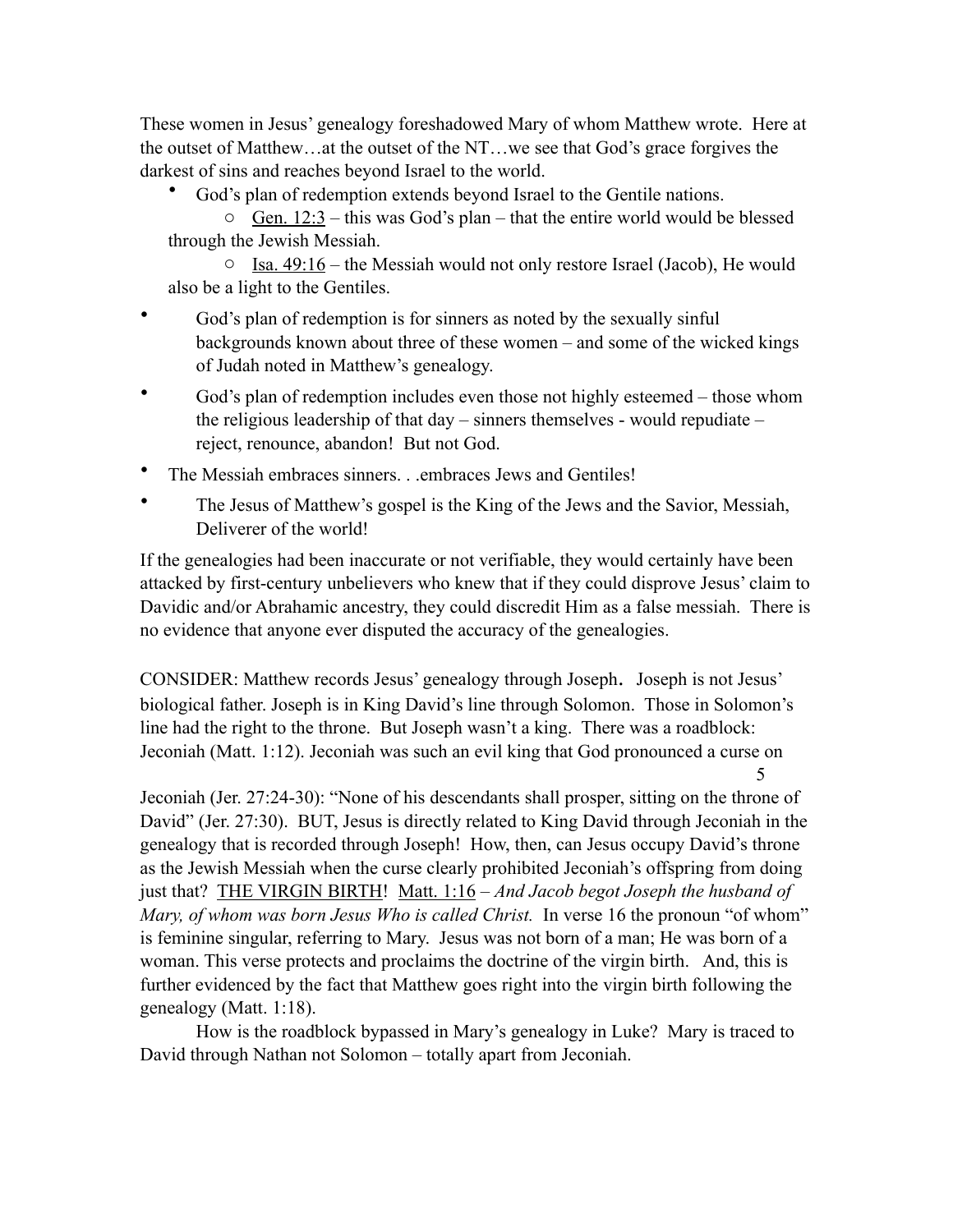These women in Jesus' genealogy foreshadowed Mary of whom Matthew wrote. Here at the outset of Matthew…at the outset of the NT…we see that God's grace forgives the darkest of sins and reaches beyond Israel to the world.

- God's plan of redemption extends beyond Israel to the Gentile nations.
    - Gen. 12:3 – this was God's plan – that the entire world would be blessed through the Jewish Messiah.
    - Isa. 49:16 – the Messiah would not only restore Israel (Jacob), He would also be a light to the Gentiles.
- God's plan of redemption is for sinners as noted by the sexually sinful backgrounds known about three of these women – and some of the wicked kings of Judah noted in Matthew's genealogy.
- God's plan of redemption includes even those not highly esteemed – those whom the religious leadership of that day – sinners themselves - would repudiate – reject, renounce, abandon! But not God.
- The Messiah embraces sinners. . .embraces Jews and Gentiles!
- The Jesus of Matthew's gospel is the King of the Jews and the Savior, Messiah, Deliverer of the world!

If the genealogies had been inaccurate or not verifiable, they would certainly have been attacked by first-century unbelievers who knew that if they could disprove Jesus' claim to Davidic and/or Abrahamic ancestry, they could discredit Him as a false messiah. There is no evidence that anyone ever disputed the accuracy of the genealogies.

CONSIDER: Matthew records Jesus' genealogy through Joseph. Joseph is not Jesus' biological father. Joseph is in King David's line through Solomon. Those in Solomon's line had the right to the throne. But Joseph wasn't a king. There was a roadblock: Jeconiah (Matt. 1:12). Jeconiah was such an evil king that God pronounced a curse on Jeconiah (Jer. 27:24-30): "None of his descendants shall prosper, sitting on the throne of David" (Jer. 27:30). BUT, Jesus is directly related to King David through Jeconiah in the genealogy that is recorded through Joseph! How, then, can Jesus occupy David's throne as the Jewish Messiah when the curse clearly prohibited Jeconiah's offspring from doing just that? THE VIRGIN BIRTH! Matt. 1:16 – *And Jacob begot Joseph the husband of Mary, of whom was born Jesus Who is called Christ.* In verse 16 the pronoun "of whom" is feminine singular, referring to Mary. Jesus was not born of a man; He was born of a woman. This verse protects and proclaims the doctrine of the virgin birth. And, this is further evidenced by the fact that Matthew goes right into the virgin birth following the genealogy (Matt. 1:18).

How is the roadblock bypassed in Mary's genealogy in Luke? Mary is traced to David through Nathan not Solomon – totally apart from Jeconiah.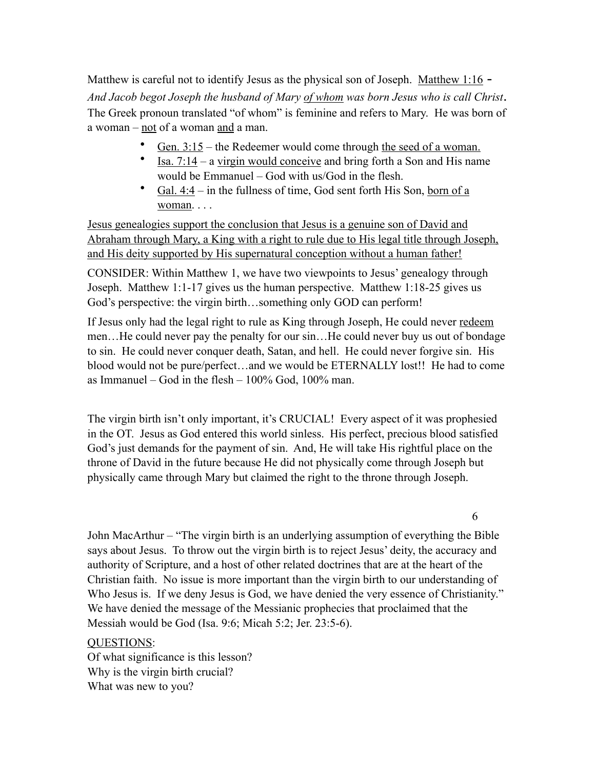Matthew is careful not to identify Jesus as the physical son of Joseph. <u>Matthew 1:16</u> - *And Jacob begot Joseph the husband of Mary <u>of whom</u> was born Jesus who is call Christ*. The Greek pronoun translated "of whom" is feminine and refers to Mary. He was born of a woman – <u>not</u> of a woman <u>and</u> a man.

- <u>Gen. 3:15</u> – the Redeemer would come through <u>the seed of a woman.</u>
- <u>Isa. 7:14</u> – a <u>virgin would conceive</u> and bring forth a Son and His name would be Emmanuel – God with us/God in the flesh.
- <u>Gal. 4:4</u> – in the fullness of time, God sent forth His Son, <u>born of a woman</u>. . . .

<u>Jesus genealogies support the conclusion that Jesus is a genuine son of David and Abraham through Mary, a King with a right to rule due to His legal title through Joseph, and His deity supported by His supernatural conception without a human father!</u>

CONSIDER: Within Matthew 1, we have two viewpoints to Jesus' genealogy through Joseph. Matthew 1:1-17 gives us the human perspective. Matthew 1:18-25 gives us God's perspective: the virgin birth…something only GOD can perform!

If Jesus only had the legal right to rule as King through Joseph, He could never <u>redeem</u> men…He could never pay the penalty for our sin…He could never buy us out of bondage to sin. He could never conquer death, Satan, and hell. He could never forgive sin. His blood would not be pure/perfect…and we would be ETERNALLY lost!! He had to come as Immanuel – God in the flesh – 100% God, 100% man.

The virgin birth isn't only important, it's CRUCIAL! Every aspect of it was prophesied in the OT. Jesus as God entered this world sinless. His perfect, precious blood satisfied God's just demands for the payment of sin. And, He will take His rightful place on the throne of David in the future because He did not physically come through Joseph but physically came through Mary but claimed the right to the throne through Joseph.

John MacArthur – "The virgin birth is an underlying assumption of everything the Bible says about Jesus. To throw out the virgin birth is to reject Jesus' deity, the accuracy and authority of Scripture, and a host of other related doctrines that are at the heart of the Christian faith. No issue is more important than the virgin birth to our understanding of Who Jesus is. If we deny Jesus is God, we have denied the very essence of Christianity." We have denied the message of the Messianic prophecies that proclaimed that the Messiah would be God (Isa. 9:6; Micah 5:2; Jer. 23:5-6).

<u>QUESTIONS</u>:
Of what significance is this lesson?
Why is the virgin birth crucial?
What was new to you?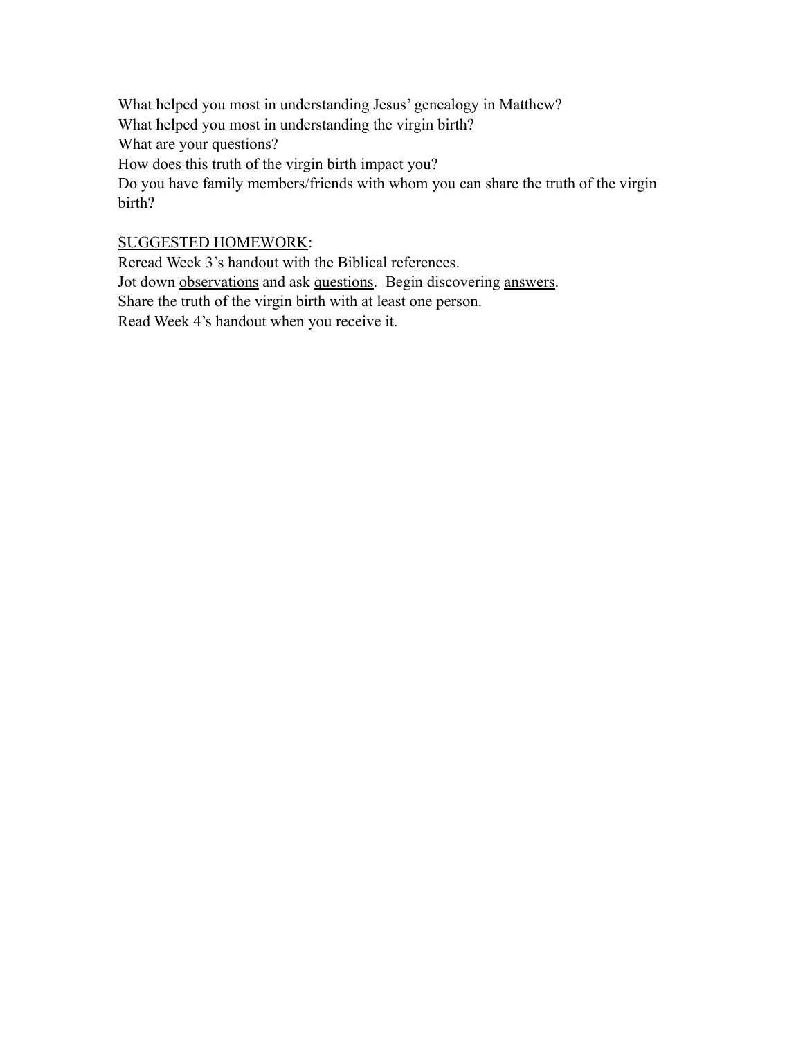What helped you most in understanding Jesus' genealogy in Matthew?
What helped you most in understanding the virgin birth?
What are your questions?
How does this truth of the virgin birth impact you?
Do you have family members/friends with whom you can share the truth of the virgin birth?

<u>SUGGESTED HOMEWORK</u>:
Reread Week 3's handout with the Biblical references.
Jot down <u>observations</u> and ask <u>questions</u>. Begin discovering <u>answers</u>.
Share the truth of the virgin birth with at least one person.
Read Week 4's handout when you receive it.